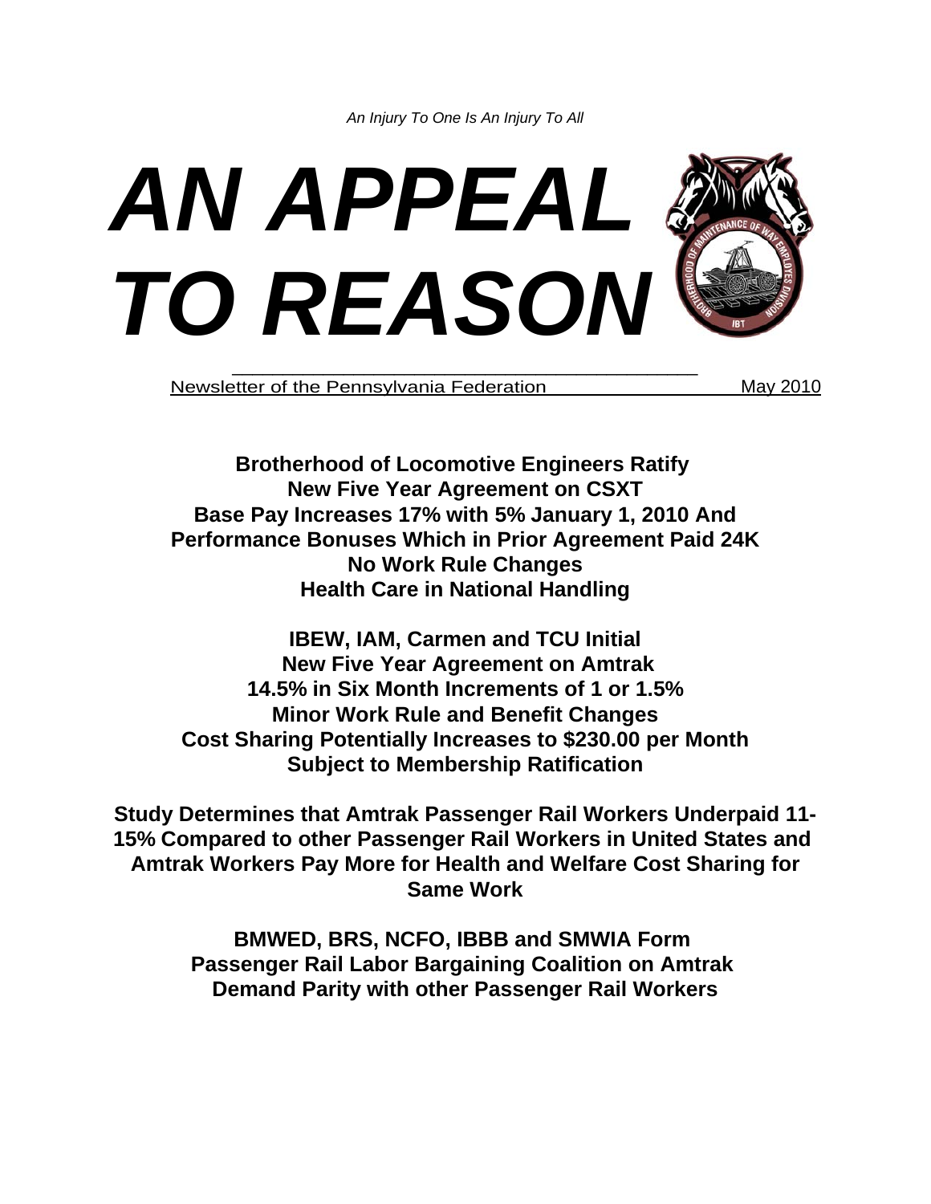*An Injury To One Is An Injury To All*

# *AN APPEAL TO REASON*

Newsletter of the Pennsylvania Federation May 2010

**Brotherhood of Locomotive Engineers Ratify**
**New Five Year Agreement on CSXT**
**Base Pay Increases 17% with 5% January 1, 2010 And**
**Performance Bonuses Which in Prior Agreement Paid 24K**
**No Work Rule Changes**
**Health Care in National Handling**

**IBEW, IAM, Carmen and TCU Initial**
**New Five Year Agreement on Amtrak**
**14.5% in Six Month Increments of 1 or 1.5%**
**Minor Work Rule and Benefit Changes**
**Cost Sharing Potentially Increases to $230.00 per Month**
**Subject to Membership Ratification**

**Study Determines that Amtrak Passenger Rail Workers Underpaid 11-15% Compared to other Passenger Rail Workers in United States and Amtrak Workers Pay More for Health and Welfare Cost Sharing for Same Work**

**BMWED, BRS, NCFO, IBBB and SMWIA Form**
**Passenger Rail Labor Bargaining Coalition on Amtrak**
**Demand Parity with other Passenger Rail Workers**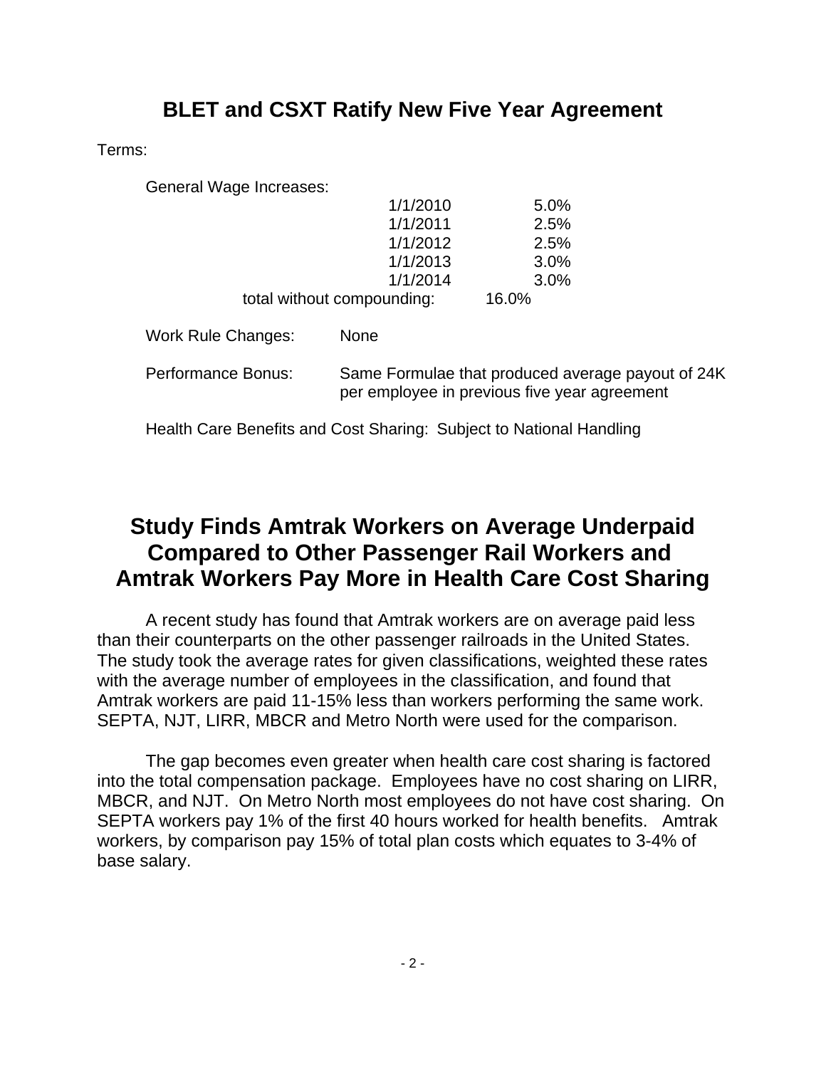## BLET and CSXT Ratify New Five Year Agreement

Terms:

General Wage Increases:

| Date | Increase |
|---|---|
| 1/1/2010 | 5.0% |
| 1/1/2011 | 2.5% |
| 1/1/2012 | 2.5% |
| 1/1/2013 | 3.0% |
| 1/1/2014 | 3.0% |
| total without compounding: | 16.0% |

Work Rule Changes: None

Performance Bonus: Same Formulae that produced average payout of 24K per employee in previous five year agreement

Health Care Benefits and Cost Sharing: Subject to National Handling

## Study Finds Amtrak Workers on Average Underpaid Compared to Other Passenger Rail Workers and Amtrak Workers Pay More in Health Care Cost Sharing

A recent study has found that Amtrak workers are on average paid less than their counterparts on the other passenger railroads in the United States. The study took the average rates for given classifications, weighted these rates with the average number of employees in the classification, and found that Amtrak workers are paid 11-15% less than workers performing the same work. SEPTA, NJT, LIRR, MBCR and Metro North were used for the comparison.

The gap becomes even greater when health care cost sharing is factored into the total compensation package. Employees have no cost sharing on LIRR, MBCR, and NJT. On Metro North most employees do not have cost sharing. On SEPTA workers pay 1% of the first 40 hours worked for health benefits. Amtrak workers, by comparison pay 15% of total plan costs which equates to 3-4% of base salary.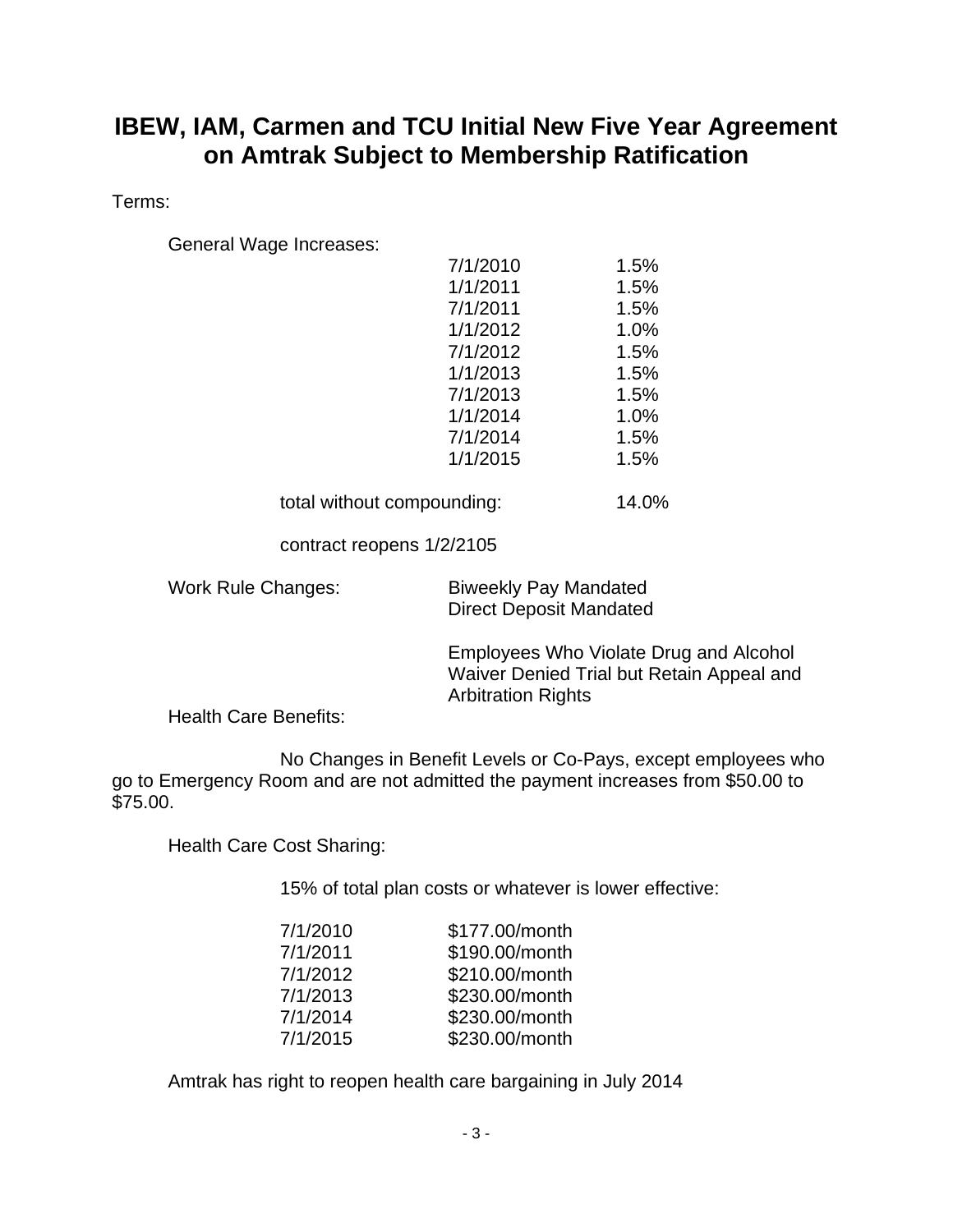## IBEW, IAM, Carmen and TCU Initial New Five Year Agreement on Amtrak Subject to Membership Ratification

Terms:

General Wage Increases:

| Date | Increase |
|---|---|
| 7/1/2010 | 1.5% |
| 1/1/2011 | 1.5% |
| 7/1/2011 | 1.5% |
| 1/1/2012 | 1.0% |
| 7/1/2012 | 1.5% |
| 1/1/2013 | 1.5% |
| 7/1/2013 | 1.5% |
| 1/1/2014 | 1.0% |
| 7/1/2014 | 1.5% |
| 1/1/2015 | 1.5% |

total without compounding: 14.0%

contract reopens 1/2/2105

Work Rule Changes:

- Biweekly Pay Mandated
- Direct Deposit Mandated
- Employees Who Violate Drug and Alcohol Waiver Denied Trial but Retain Appeal and Arbitration Rights

Health Care Benefits:

No Changes in Benefit Levels or Co-Pays, except employees who go to Emergency Room and are not admitted the payment increases from $50.00 to $75.00.

Health Care Cost Sharing:

15% of total plan costs or whatever is lower effective:

| Date | Amount |
|---|---|
| 7/1/2010 | $177.00/month |
| 7/1/2011 | $190.00/month |
| 7/1/2012 | $210.00/month |
| 7/1/2013 | $230.00/month |
| 7/1/2014 | $230.00/month |
| 7/1/2015 | $230.00/month |

Amtrak has right to reopen health care bargaining in July 2014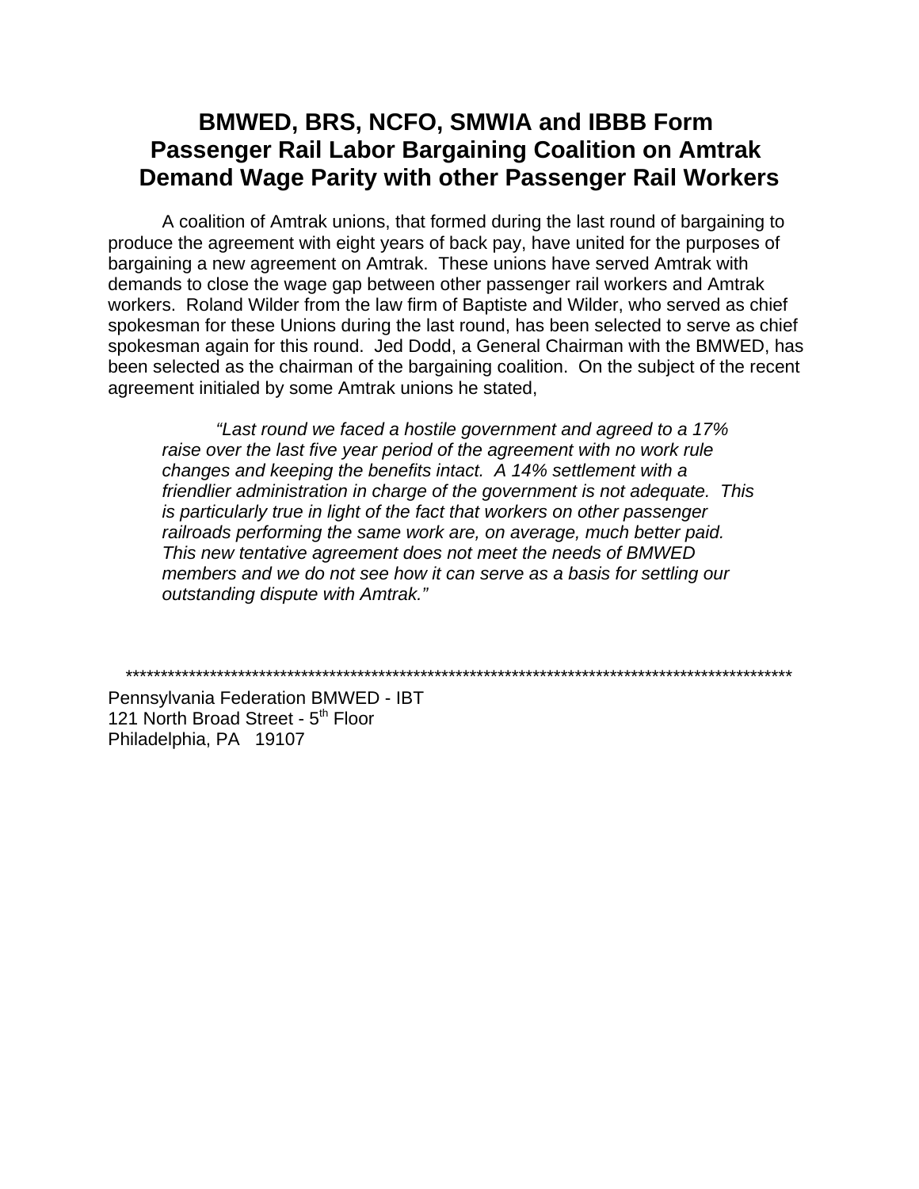# BMWED, BRS, NCFO, SMWIA and IBBB Form Passenger Rail Labor Bargaining Coalition on Amtrak Demand Wage Parity with other Passenger Rail Workers

A coalition of Amtrak unions, that formed during the last round of bargaining to produce the agreement with eight years of back pay, have united for the purposes of bargaining a new agreement on Amtrak. These unions have served Amtrak with demands to close the wage gap between other passenger rail workers and Amtrak workers. Roland Wilder from the law firm of Baptiste and Wilder, who served as chief spokesman for these Unions during the last round, has been selected to serve as chief spokesman again for this round. Jed Dodd, a General Chairman with the BMWED, has been selected as the chairman of the bargaining coalition. On the subject of the recent agreement initialed by some Amtrak unions he stated,

> *"Last round we faced a hostile government and agreed to a 17% raise over the last five year period of the agreement with no work rule changes and keeping the benefits intact. A 14% settlement with a friendlier administration in charge of the government is not adequate. This is particularly true in light of the fact that workers on other passenger railroads performing the same work are, on average, much better paid. This new tentative agreement does not meet the needs of BMWED members and we do not see how it can serve as a basis for settling our outstanding dispute with Amtrak."*

**************************************************************************************************

Pennsylvania Federation BMWED - IBT
121 North Broad Street - 5th Floor
Philadelphia, PA 19107